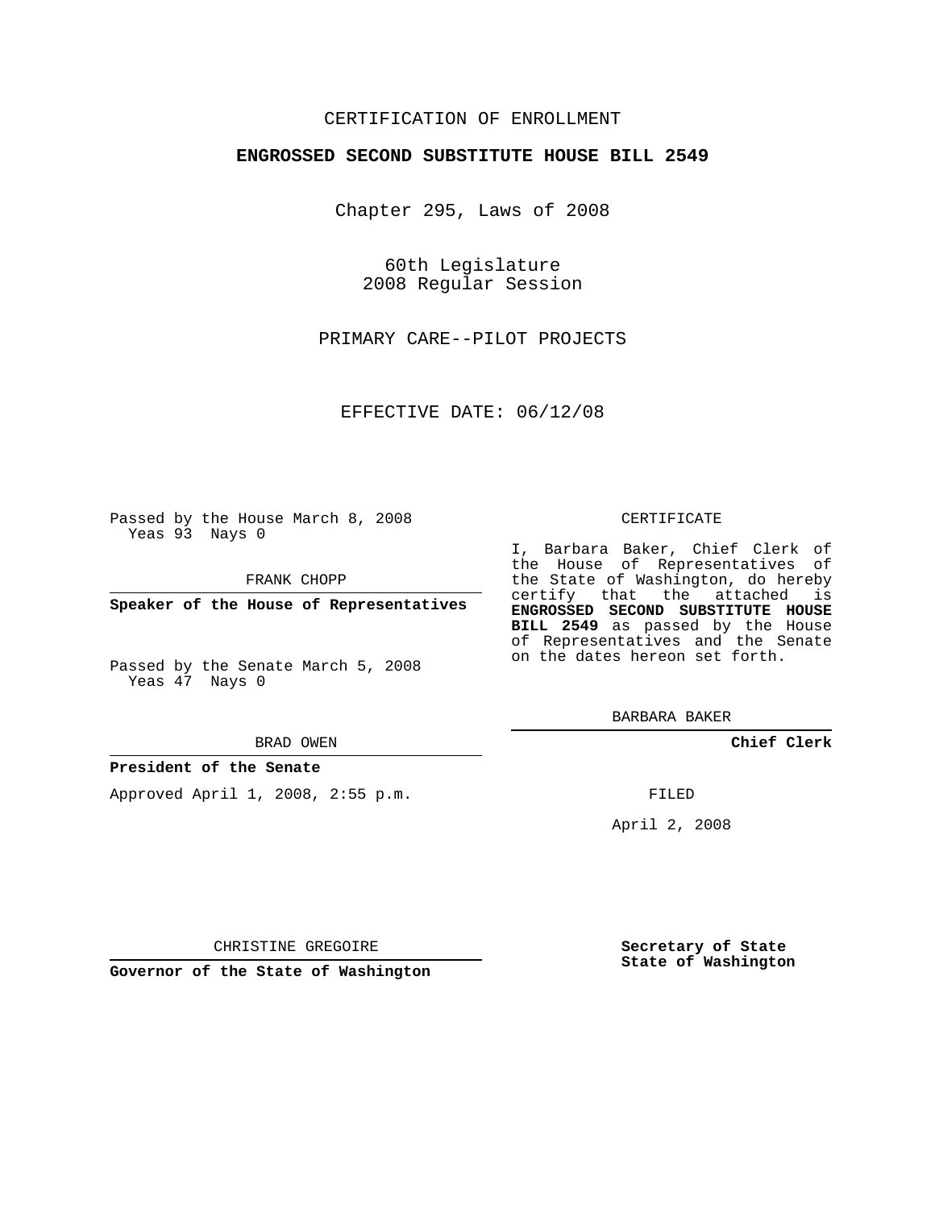CERTIFICATION OF ENROLLMENT

**ENGROSSED SECOND SUBSTITUTE HOUSE BILL 2549**

Chapter 295, Laws of 2008

60th Legislature
2008 Regular Session

PRIMARY CARE--PILOT PROJECTS

EFFECTIVE DATE: 06/12/08

Passed by the House March 8, 2008
Yeas 93 Nays 0

FRANK CHOPP

**Speaker of the House of Representatives**

Passed by the Senate March 5, 2008
Yeas 47 Nays 0

BRAD OWEN

**President of the Senate**

Approved April 1, 2008, 2:55 p.m.

CHRISTINE GREGOIRE

**Governor of the State of Washington**

CERTIFICATE

I, Barbara Baker, Chief Clerk of the House of Representatives of the State of Washington, do hereby certify that the attached is **ENGROSSED SECOND SUBSTITUTE HOUSE BILL 2549** as passed by the House of Representatives and the Senate on the dates hereon set forth.

BARBARA BAKER

**Chief Clerk**

FILED

April 2, 2008

**Secretary of State**
**State of Washington**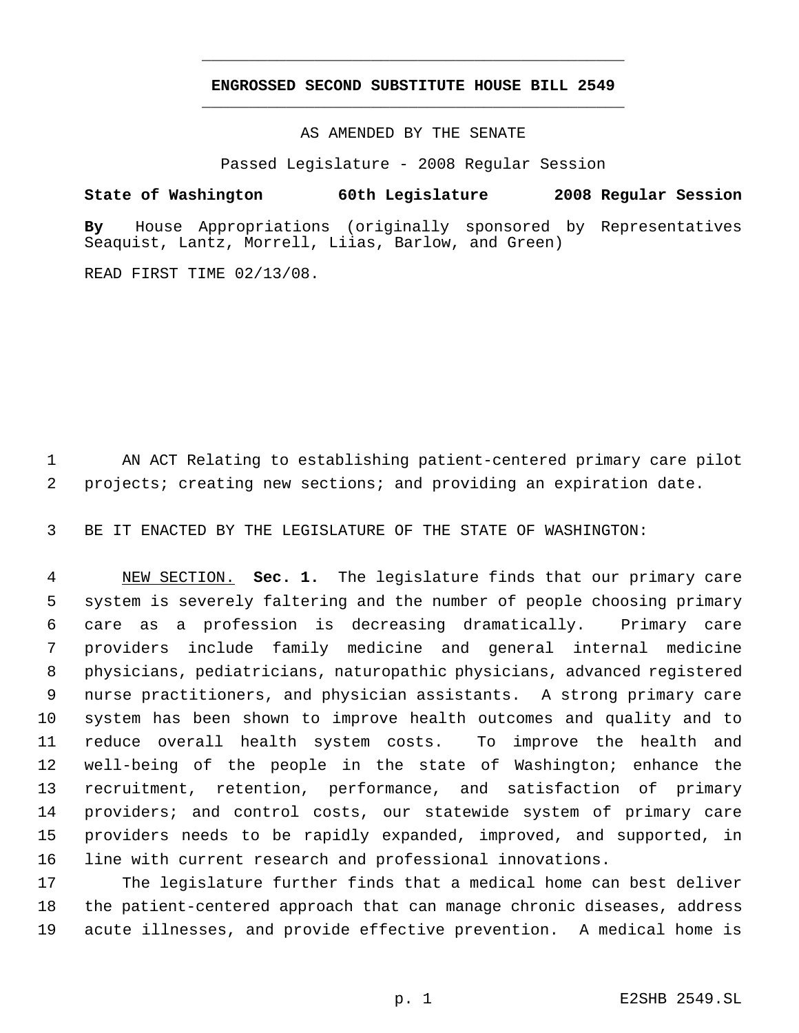# ENGROSSED SECOND SUBSTITUTE HOUSE BILL 2549

AS AMENDED BY THE SENATE

Passed Legislature - 2008 Regular Session

**State of Washington 60th Legislature 2008 Regular Session**

**By** House Appropriations (originally sponsored by Representatives Seaquist, Lantz, Morrell, Liias, Barlow, and Green)

READ FIRST TIME 02/13/08.

AN ACT Relating to establishing patient-centered primary care pilot projects; creating new sections; and providing an expiration date.

BE IT ENACTED BY THE LEGISLATURE OF THE STATE OF WASHINGTON:

NEW SECTION. **Sec. 1.** The legislature finds that our primary care system is severely faltering and the number of people choosing primary care as a profession is decreasing dramatically. Primary care providers include family medicine and general internal medicine physicians, pediatricians, naturopathic physicians, advanced registered nurse practitioners, and physician assistants. A strong primary care system has been shown to improve health outcomes and quality and to reduce overall health system costs. To improve the health and well-being of the people in the state of Washington; enhance the recruitment, retention, performance, and satisfaction of primary providers; and control costs, our statewide system of primary care providers needs to be rapidly expanded, improved, and supported, in line with current research and professional innovations.

The legislature further finds that a medical home can best deliver the patient-centered approach that can manage chronic diseases, address acute illnesses, and provide effective prevention. A medical home is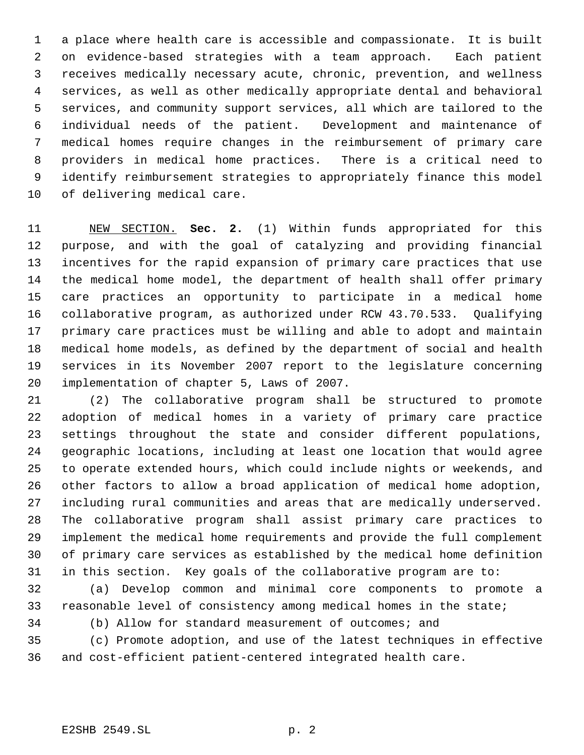a place where health care is accessible and compassionate. It is built on evidence-based strategies with a team approach. Each patient receives medically necessary acute, chronic, prevention, and wellness services, as well as other medically appropriate dental and behavioral services, and community support services, all which are tailored to the individual needs of the patient. Development and maintenance of medical homes require changes in the reimbursement of primary care providers in medical home practices. There is a critical need to identify reimbursement strategies to appropriately finance this model of delivering medical care.

NEW SECTION. **Sec. 2.** (1) Within funds appropriated for this purpose, and with the goal of catalyzing and providing financial incentives for the rapid expansion of primary care practices that use the medical home model, the department of health shall offer primary care practices an opportunity to participate in a medical home collaborative program, as authorized under RCW 43.70.533. Qualifying primary care practices must be willing and able to adopt and maintain medical home models, as defined by the department of social and health services in its November 2007 report to the legislature concerning implementation of chapter 5, Laws of 2007.

(2) The collaborative program shall be structured to promote adoption of medical homes in a variety of primary care practice settings throughout the state and consider different populations, geographic locations, including at least one location that would agree to operate extended hours, which could include nights or weekends, and other factors to allow a broad application of medical home adoption, including rural communities and areas that are medically underserved. The collaborative program shall assist primary care practices to implement the medical home requirements and provide the full complement of primary care services as established by the medical home definition in this section. Key goals of the collaborative program are to:

(a) Develop common and minimal core components to promote a reasonable level of consistency among medical homes in the state;

(b) Allow for standard measurement of outcomes; and

(c) Promote adoption, and use of the latest techniques in effective and cost-efficient patient-centered integrated health care.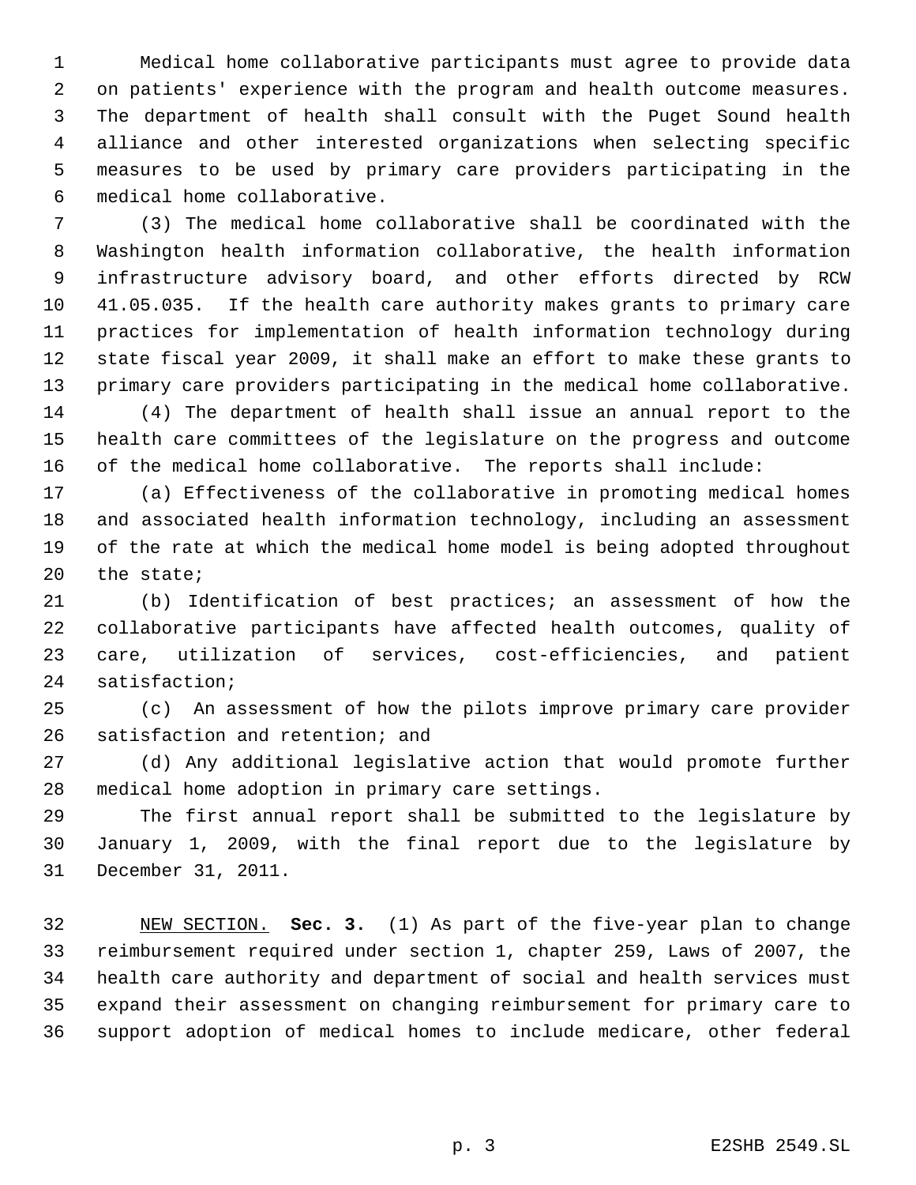Medical home collaborative participants must agree to provide data on patients' experience with the program and health outcome measures. The department of health shall consult with the Puget Sound health alliance and other interested organizations when selecting specific measures to be used by primary care providers participating in the medical home collaborative.

(3) The medical home collaborative shall be coordinated with the Washington health information collaborative, the health information infrastructure advisory board, and other efforts directed by RCW 41.05.035. If the health care authority makes grants to primary care practices for implementation of health information technology during state fiscal year 2009, it shall make an effort to make these grants to primary care providers participating in the medical home collaborative.

(4) The department of health shall issue an annual report to the health care committees of the legislature on the progress and outcome of the medical home collaborative. The reports shall include:

(a) Effectiveness of the collaborative in promoting medical homes and associated health information technology, including an assessment of the rate at which the medical home model is being adopted throughout the state;

(b) Identification of best practices; an assessment of how the collaborative participants have affected health outcomes, quality of care, utilization of services, cost-efficiencies, and patient satisfaction;

(c) An assessment of how the pilots improve primary care provider satisfaction and retention; and

(d) Any additional legislative action that would promote further medical home adoption in primary care settings.

The first annual report shall be submitted to the legislature by January 1, 2009, with the final report due to the legislature by December 31, 2011.

NEW SECTION. **Sec. 3.** (1) As part of the five-year plan to change reimbursement required under section 1, chapter 259, Laws of 2007, the health care authority and department of social and health services must expand their assessment on changing reimbursement for primary care to support adoption of medical homes to include medicare, other federal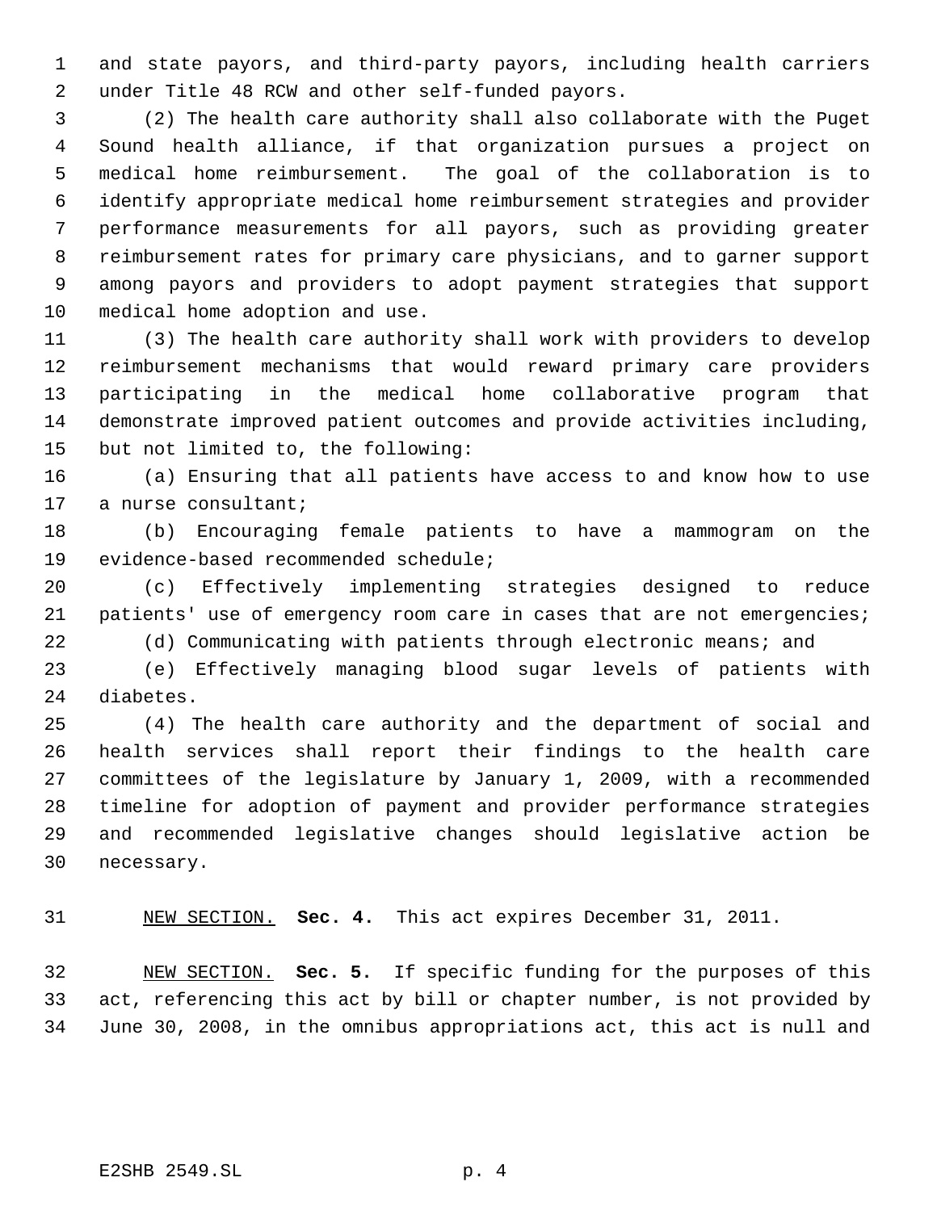and state payors, and third-party payors, including health carriers under Title 48 RCW and other self-funded payors.

(2) The health care authority shall also collaborate with the Puget Sound health alliance, if that organization pursues a project on medical home reimbursement. The goal of the collaboration is to identify appropriate medical home reimbursement strategies and provider performance measurements for all payors, such as providing greater reimbursement rates for primary care physicians, and to garner support among payors and providers to adopt payment strategies that support medical home adoption and use.

(3) The health care authority shall work with providers to develop reimbursement mechanisms that would reward primary care providers participating in the medical home collaborative program that demonstrate improved patient outcomes and provide activities including, but not limited to, the following:

(a) Ensuring that all patients have access to and know how to use a nurse consultant;

(b) Encouraging female patients to have a mammogram on the evidence-based recommended schedule;

(c) Effectively implementing strategies designed to reduce patients' use of emergency room care in cases that are not emergencies;

(d) Communicating with patients through electronic means; and

(e) Effectively managing blood sugar levels of patients with diabetes.

(4) The health care authority and the department of social and health services shall report their findings to the health care committees of the legislature by January 1, 2009, with a recommended timeline for adoption of payment and provider performance strategies and recommended legislative changes should legislative action be necessary.

NEW SECTION. **Sec. 4.** This act expires December 31, 2011.

NEW SECTION. **Sec. 5.** If specific funding for the purposes of this act, referencing this act by bill or chapter number, is not provided by June 30, 2008, in the omnibus appropriations act, this act is null and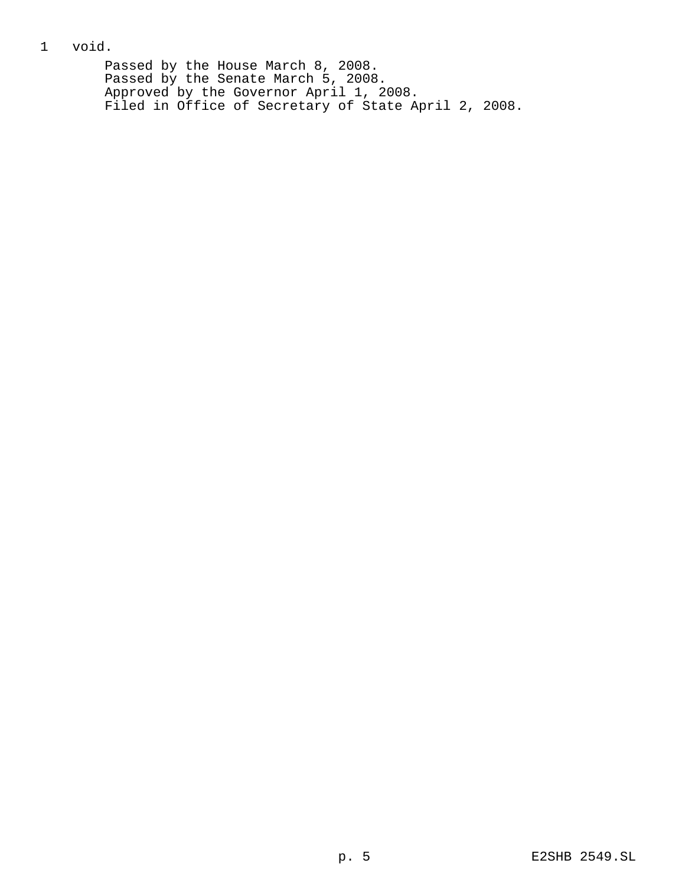void.

Passed by the House March 8, 2008.
Passed by the Senate March 5, 2008.
Approved by the Governor April 1, 2008.
Filed in Office of Secretary of State April 2, 2008.